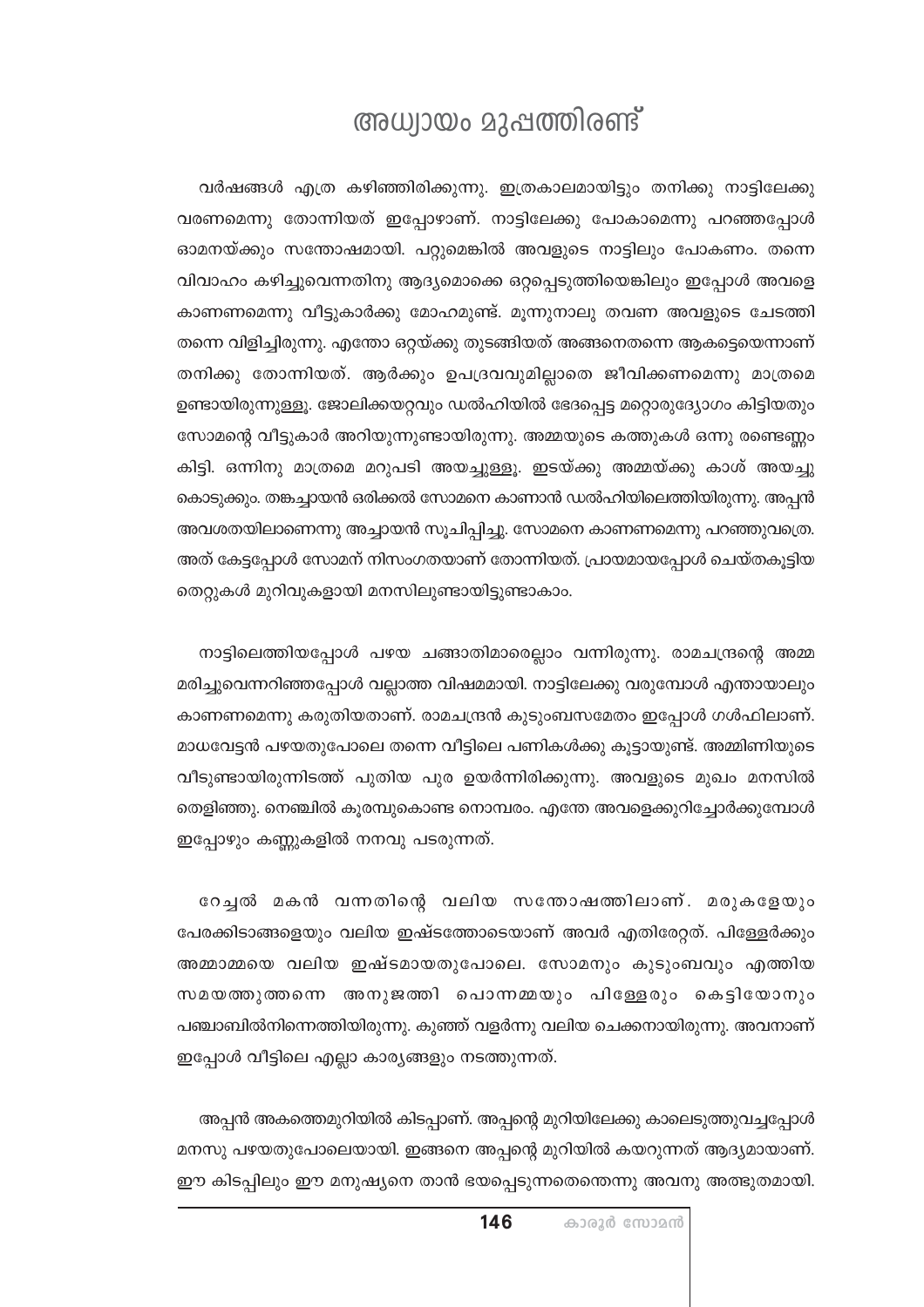# അധ്യായം മുപ്പത്തിരണ്ട്

വർഷങ്ങൾ എത്ര കഴിഞ്ഞിരിക്കുന്നു. ഇത്രകാലമായിട്ടും തനിക്കു നാട്ടിലേക്കു വരണമെന്നു തോന്നിയത് ഇപ്പോഴാണ്. നാട്ടിലേക്കു പോകാമെന്നു പറഞ്ഞപ്പോൾ ഓമനയ്ക്കും സന്തോഷമായി. പറ്റുമെങ്കിൽ അവളുടെ നാട്ടിലും പോകണം. തന്നെ വിവാഹം കഴിച്ചുവെന്നതിനു ആദ്യമൊക്കെ ഒറ്റപ്പെടുത്തിയെങ്കിലും ഇപ്പോൾ അവളെ കാണണമെന്നു വീട്ടുകാർക്കു മോഹമുണ്ട്. മൂന്നുനാലു തവണ അവളുടെ ചേടത്തി തന്നെ വിളിച്ചിരുന്നു. എന്തോ ഒറ്റയ്ക്കു തുടങ്ങിയത് അങ്ങനെതന്നെ ആകട്ടെയെന്നാണ് തനിക്കു തോന്നിയത്. ആർക്കും ഉപദ്രവവുമില്ലാതെ ജീവിക്കണമെന്നു മാത്രമെ ഉണ്ടായിരുന്നുള്ളൂ. ജോലിക്കയറ്റവും ഡൽഹിയിൽ ഭേദപ്പെട്ട മറ്റൊരുദ്യോഗം കിട്ടിയതും സോമന്റെ വീട്ടുകാർ അറിയുന്നുണ്ടായിരുന്നു. അമ്മയുടെ കത്തുകൾ ഒന്നു രണ്ടെണ്ണം കിട്ടി. ഒന്നിനു മാത്രമെ മറുപടി അയച്ചുള്ളൂ. ഇടയ്ക്കു അമ്മയ്ക്കു കാശ് അയച്ചു കൊടുക്കും. തങ്കച്ചായൻ ഒരിക്കൽ സോമനെ കാണാൻ ഡൽഹിയിലെത്തിയിരുന്നു. അപ്പൻ അവശതയിലാണെന്നു അച്ചായൻ സൂചിപ്പിച്ചു. സോമനെ കാണണമെന്നു പറഞ്ഞുവത്രെ. അത് കേട്ടപ്പോൾ സോമന് നിസംഗതയാണ് തോന്നിയത്. പ്രായമായപ്പോൾ ചെയ്തകൂട്ടിയ തെറ്റുകൾ മുറിവുകളായി മനസിലുണ്ടായിട്ടുണ്ടാകാം.

നാട്ടിലെത്തിയപ്പോൾ പഴയ ചങ്ങാതിമാരെല്ലാം വന്നിരുന്നു. രാമചന്ദ്രന്റെ അമ്മ മരിച്ചുവെന്നറിഞ്ഞപ്പോൾ വല്ലാത്ത വിഷമമായി. നാട്ടിലേക്കു വരുമ്പോൾ എന്തായാലും കാണണമെന്നു കരുതിയതാണ്. രാമചന്ദ്രൻ കുടുംബസമേതം ഇപ്പോൾ ഗൾഫിലാണ്. മാധവേട്ടൻ പഴയതുപോലെ തന്നെ വീട്ടിലെ പണികൾക്കു കൂട്ടായുണ്ട്. അമ്മിണിയുടെ വീടുണ്ടായിരുന്നിടത്ത് പുതിയ പുര ഉയർന്നിരിക്കുന്നു. അവളുടെ മുഖം മനസിൽ തെളിഞ്ഞു. നെഞ്ചിൽ കൂരമ്പുകൊണ്ട നൊമ്പരം. എന്തേ അവളെക്കുറിച്ചോർക്കുമ്പോൾ ഇപ്പോഴും കണ്ണുകളിൽ നനവു പടരുന്നത്.

റേച്ചൽ മകൻ വന്നതിന്റെ വലിയ സന്തോഷത്തിലാണ്. മരുകളേയും പേരക്കിടാങ്ങളെയും വലിയ ഇഷ്ടത്തോടെയാണ് അവർ എതിരേറ്റത്. പിള്ളേർക്കും അമ്മാമ്മയെ വലിയ ഇഷ്ടമായതുപോലെ. സോമനും കുടുംബവും എത്തിയ സമയത്തുത്തന്നെ അനുജത്തി പൊന്നമ്മയും പിള്ളേരും കെട്ടിയോനും പഞ്ചാബിൽനിന്നെത്തിയിരുന്നു. കുഞ്ഞ് വളർന്നു വലിയ ചെക്കനായിരുന്നു. അവനാണ് ഇപ്പോൾ വീട്ടിലെ എല്ലാ കാര്യങ്ങളും നടത്തുന്നത്.

അപ്പൻ അകത്തെമുറിയിൽ കിടപ്പാണ്. അപ്പന്റെ മുറിയിലേക്കു കാലെടുത്തുവച്ചപ്പോൾ മനസു പഴയതുപോലെയായി. ഇങ്ങനെ അപ്പന്റെ മുറിയിൽ കയറുന്നത് ആദ്യമായാണ്. ഈ കിടപ്പിലും ഈ മനുഷ്യനെ താൻ ഭയപ്പെടുന്നതെന്തെന്നു അവനു അത്ഭുതമായി.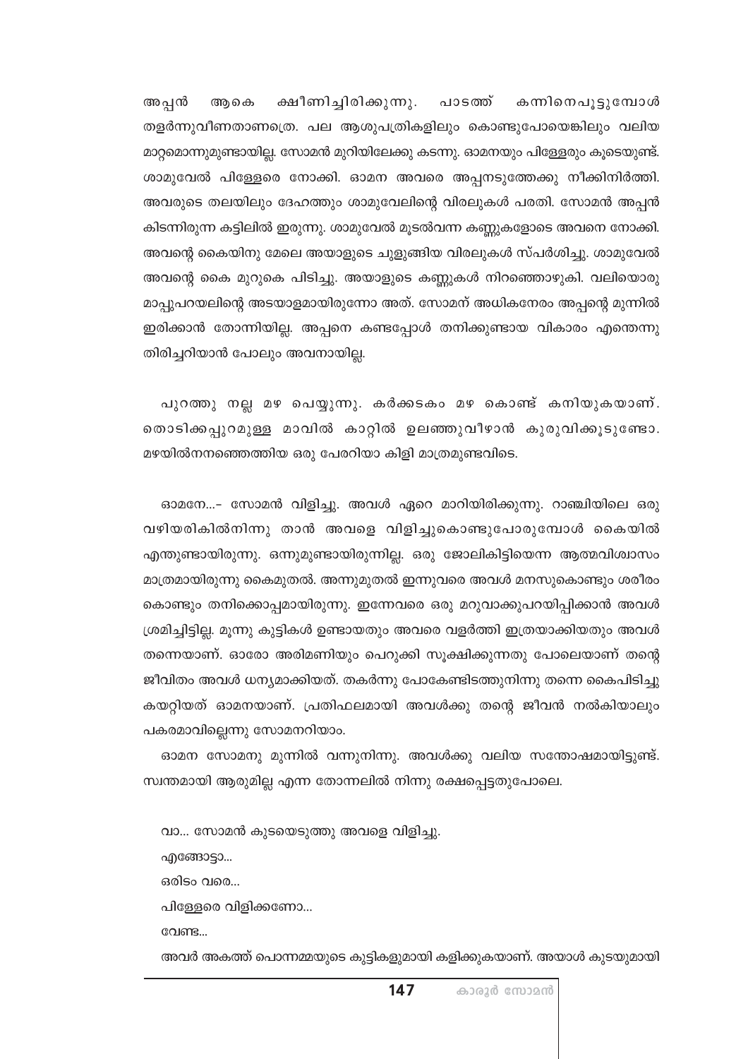അപ്പൻ ആകെ ക്ഷീണിച്ചിരിക്കുന്നു. പാടത്ത് കന്നിനെപൂട്ടുമ്പോൾ തളർന്നുവീണതാണത്രെ. പല ആശുപത്രികളിലും കൊണ്ടുപോയെങ്കിലും വലിയ മാറ്റമൊന്നുമുണ്ടായില്ല. സോമൻ മുറിയിലേക്കു കടന്നു. ഓമനയും പിള്ളേരും കൂടെയുണ്ട്. ശാമുവേൽ പിള്ളേരെ നോക്കി. ഓമന അവരെ അപ്പനടുത്തേക്കു നീക്കിനിർത്തി. അവരുടെ തലയിലും ദേഹത്തും ശാമുവേലിന്റെ വിരലുകൾ പരതി. സോമൻ അപ്പൻ കിടന്നിരുന്ന കട്ടിലിൽ ഇരുന്നു. ശാമുവേൽ മൂടൽവന്ന കണ്ണുകളോടെ അവനെ നോക്കി. അവന്റെ കൈയിനു മേലെ അയാളുടെ ചുളുങ്ങിയ വിരലുകൾ സ്പർശിച്ചു. ശാമുവേൽ അവന്റെ കൈ മുറുകെ പിടിച്ചു. അയാളുടെ കണ്ണുകൾ നിറഞ്ഞൊഴുകി. വലിയൊരു മാപ്പുപറയലിന്റെ അടയാളമായിരുന്നോ അത്. സോമന് അധികനേരം അപ്പന്റെ മുന്നിൽ ഇരിക്കാൻ തോന്നിയില്ല. അപ്പനെ കണ്ടപ്പോൾ തനിക്കുണ്ടായ വികാരം എന്തെന്നു തിരിച്ചറിയാൻ പോലും അവനായില്ല.

പുറത്തു നല്ല മഴ പെയ്യുന്നു. കർക്കടകം മഴ കൊണ്ട് കനിയുകയാണ്. തൊടിക്കപ്പുറമുള്ള മാവിൽ കാറ്റിൽ ഉലഞ്ഞുവീഴാൻ കുരുവിക്കൂടുണ്ടോ. മഴയിൽനനഞ്ഞെത്തിയ ഒരു പേരറിയാ കിളി മാത്രമുണ്ടവിടെ.

ഓമനേ...- സോമൻ വിളിച്ചു. അവൾ ഏറെ മാറിയിരിക്കുന്നു. റാഞ്ചിയിലെ ഒരു വഴിയരികിൽനിന്നു താൻ അവളെ വിളിച്ചുകൊണ്ടുപോരുമ്പോൾ കൈയിൽ എന്തുണ്ടായിരുന്നു. ഒന്നുമുണ്ടായിരുന്നില്ല. ഒരു ജോലികിട്ടിയെന്ന ആത്മവിശ്വാസം മാത്രമായിരുന്നു കൈമുതൽ. അന്നുമുതൽ ഇന്നുവരെ അവൾ മനസുകൊണ്ടും ശരീരം കൊണ്ടും തനിക്കൊപ്പമായിരുന്നു. ഇന്നേവരെ ഒരു മറുവാക്കുപറയിപ്പിക്കാൻ അവൾ ശ്രമിച്ചിട്ടില്ല. മൂന്നു കുട്ടികൾ ഉണ്ടായതും അവരെ വളർത്തി ഇത്രയാക്കിയതും അവൾ തന്നെയാണ്. ഓരോ അരിമണിയും പെറുക്കി സൂക്ഷിക്കുന്നതു പോലെയാണ് തന്റെ ജീവിതം അവൾ ധന്യമാക്കിയത്. തകർന്നു പോകേണ്ടിടത്തുനിന്നു തന്നെ കൈപിടിച്ചു കയറ്റിയത് ഓമനയാണ്. പ്രതിഫലമായി അവൾക്കു തന്റെ ജീവൻ നൽകിയാലും പകരമാവില്ലെന്നു സോമനറിയാം.

ഓമന സോമനു മുന്നിൽ വന്നുനിന്നു. അവൾക്കു വലിയ സന്തോഷമായിട്ടുണ്ട്. സ്വന്തമായി ആരുമില്ല എന്ന തോന്നലിൽ നിന്നു രക്ഷപ്പെട്ടതുപോലെ.

വാ... സോമൻ കുടയെടുത്തു അവളെ വിളിച്ചു.

എങ്ങോട്ടാ...

ഒരിടം വരെ...

പിള്ളേരെ വിളിക്കണോ...

വേണ്ട...

അവർ അകത്ത് പൊന്നമ്മയുടെ കുട്ടികളുമായി കളിക്കുകയാണ്. അയാൾ കുടയുമായി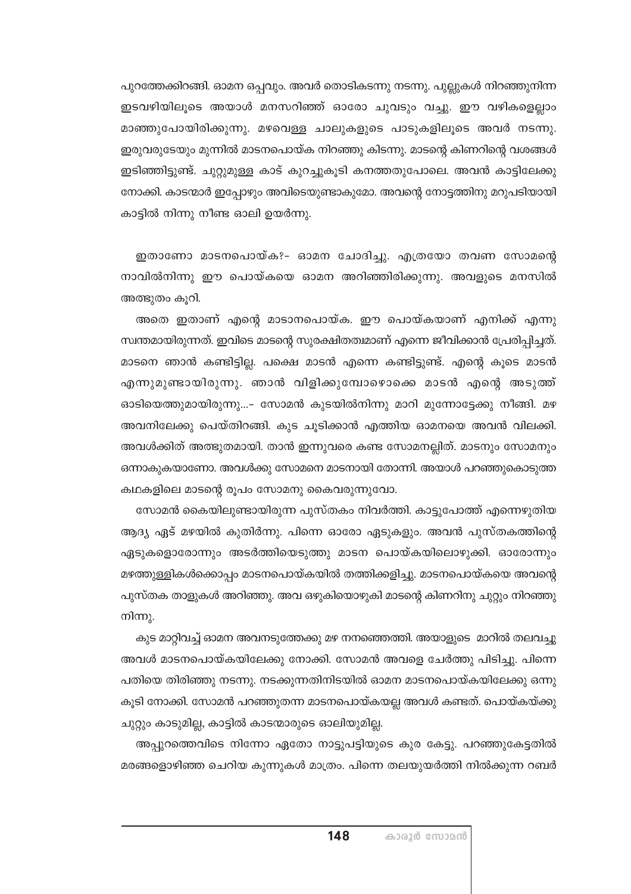പുറത്തേക്കിറങ്ങി. ഓമന ഒപ്പവും. അവർ തൊടികടന്നു നടന്നു. പുല്ലുകൾ നിറഞ്ഞുനിന്ന ഇടവഴിയിലൂടെ അയാൾ മനസറിഞ്ഞ് ഓരോ ചുവടും വച്ചു. ഈ വഴികളെല്ലാം മാഞ്ഞുപോയിരിക്കുന്നു. മഴവെള്ള ചാലുകളുടെ പാടുകളിലൂടെ അവർ നടന്നു. ഇരുവരുടേയും മുന്നിൽ മാടനപൊയ്ക നിറഞ്ഞു കിടന്നു. മാടന്റെ കിണറിന്റെ വശങ്ങൾ ഇടിഞ്ഞിട്ടുണ്ട്. ചുറ്റുമുള്ള കാട് കുറച്ചുകൂടി കനത്തതുപോലെ. അവൻ കാട്ടിലേക്കു നോക്കി. കാടന്മാർ ഇപ്പോഴും അവിടെയുണ്ടാകുമോ. അവന്റെ നോട്ടത്തിനു മറുപടിയായി കാട്ടിൽ നിന്നു നീണ്ട ഓലി ഉയർന്നു.

ഇതാണോ മാടനപൊയ്ക?– ഓമന ചോദിച്ചു. എത്രയോ തവണ സോമന്റെ നാവിൽനിന്നു ഈ പൊയ്കയെ ഓമന അറിഞ്ഞിരിക്കുന്നു. അവളുടെ മനസിൽ അത്ഭുതം കൂറി.

അതെ ഇതാണ് എന്റെ മാടാനപൊയ്ക. ഈ പൊയ്കയാണ് എനിക്ക് എന്നു സ്വന്തമായിരുന്നത്. ഇവിടെ മാടന്റെ സുരക്ഷിതത്വമാണ് എന്നെ ജീവിക്കാൻ പ്രേരിപ്പിച്ചത്. മാടനെ ഞാൻ കണ്ടിട്ടില്ല. പക്ഷെ മാടൻ എന്നെ കണ്ടിട്ടുണ്ട്. എന്റെ കൂടെ മാടൻ എന്നുമുണ്ടായിരുന്നു. ഞാൻ വിളിക്കുമ്പോഴൊക്കെ മാടൻ എന്റെ അടുത്ത് ഓടിയെത്തുമായിരുന്നു...– സോമൻ കുടയിൽനിന്നു മാറി മുന്നോട്ടേക്കു നീങ്ങി. മഴ അവനിലേക്കു പെയ്തിറങ്ങി. കുട ചൂടിക്കാൻ എത്തിയ ഓമനയെ അവൻ വിലക്കി. അവൾക്കിത് അത്ഭുതമായി. താൻ ഇന്നുവരെ കണ്ട സോമനല്ലിത്. മാടനും സോമനും ഒന്നാകുകയാണോ. അവൾക്കു സോമനെ മാടനായി തോന്നി. അയാൾ പറഞ്ഞുകൊടുത്ത കഥകളിലെ മാടന്റെ രൂപം സോമനു കൈവരുന്നുവോ.

സോമൻ കൈയിലുണ്ടായിരുന്ന പുസ്തകം നിവർത്തി. കാട്ടുപോത്ത് എന്നെഴുതിയ ആദ്യ ഏട് മഴയിൽ കുതിർന്നു. പിന്നെ ഓരോ ഏടുകളും. അവൻ പുസ്തകത്തിന്റെ ഏടുകളൊരോന്നും അടർത്തിയെടുത്തു മാടന പൊയ്കയിലൊഴുക്കി. ഓരോന്നും മഴത്തുള്ളികൾക്കൊപ്പം മാടനപൊയ്കയിൽ തത്തിക്കളിച്ചു. മാടനപൊയ്കയെ അവന്റെ പുസ്തക താളുകൾ അറിഞ്ഞു. അവ ഒഴുകിയൊഴുകി മാടന്റെ കിണറിനു ചുറ്റും നിറഞ്ഞു നിന്നു.

കുട മാറ്റിവച്ച് ഓമന അവനടുത്തേക്കു മഴ നനഞ്ഞെത്തി. അയാളുടെ മാറിൽ തലവച്ചു അവൾ മാടനപൊയ്കയിലേക്കു നോക്കി. സോമൻ അവളെ ചേർത്തു പിടിച്ചു. പിന്നെ പതിയെ തിരിഞ്ഞു നടന്നു. നടക്കുന്നതിനിടയിൽ ഓമന മാടനപൊയ്കയിലേക്കു ഒന്നു കൂടി നോക്കി. സോമൻ പറഞ്ഞുതന്ന മാടനപൊയ്കയല്ല അവൾ കണ്ടത്. പൊയ്കയ്ക്കു ചുറ്റും കാടുമില്ല, കാട്ടിൽ കാടന്മാരുടെ ഓലിയുമില്ല.

അപ്പുറത്തെവിടെ നിന്നോ ഏതോ നാട്ടുപട്ടിയുടെ കുര കേട്ടു. പറഞ്ഞുകേട്ടതിൽ മരങ്ങളൊഴിഞ്ഞ ചെറിയ കുന്നുകൾ മാത്രം. പിന്നെ തലയുയർത്തി നിൽക്കുന്ന റബർ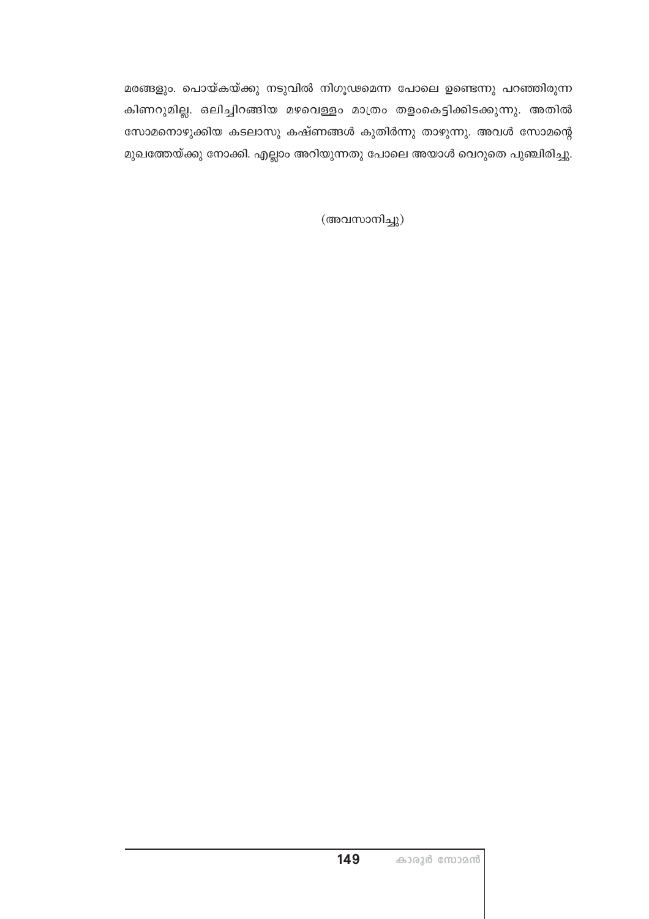മരങ്ങളും. പൊയ്കയ്ക്കു നടുവിൽ നിഗൂഢമെന്ന പോലെ ഉണ്ടെന്നു പറഞ്ഞിരുന്ന കിണറുമില്ല. ഒലിച്ചിറങ്ങിയ മഴവെള്ളം മാത്രം തളംകെട്ടിക്കിടക്കുന്നു. അതിൽ സോമനൊഴുക്കിയ കടലാസു കഷ്ണങ്ങൾ കുതിർന്നു താഴുന്നു. അവൾ സോമന്റെ മുഖത്തേയ്ക്കു നോക്കി. എല്ലാം അറിയുന്നതു പോലെ അയാൾ വെറുതെ പുഞ്ചിരിച്ചു.

(അവസാനിച്ചു)